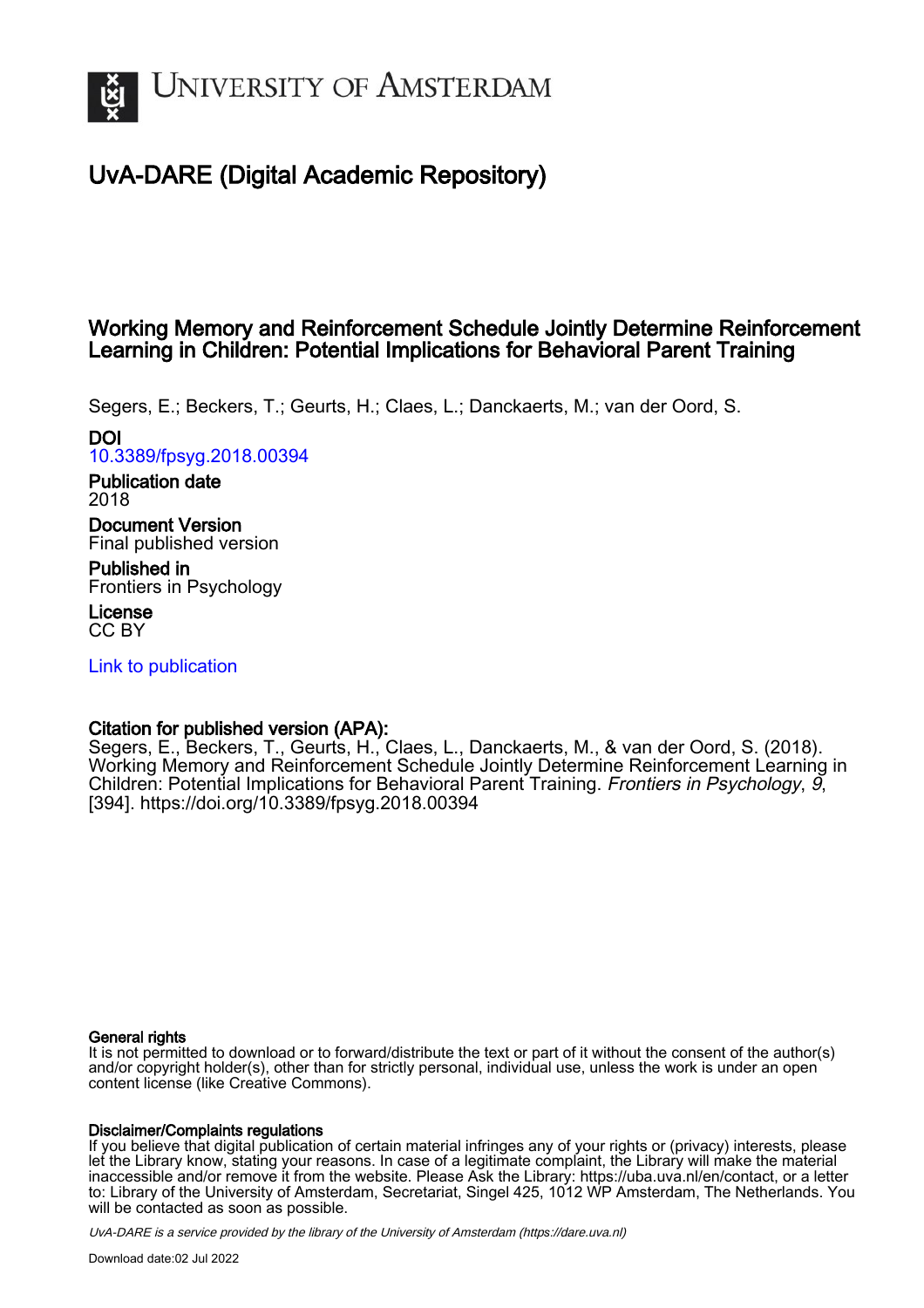UNIVERSITY OF AMSTERDAM

# UvA-DARE (Digital Academic Repository)

## Working Memory and Reinforcement Schedule Jointly Determine Reinforcement Learning in Children: Potential Implications for Behavioral Parent Training

Segers, E.; Beckers, T.; Geurts, H.; Claes, L.; Danckaerts, M.; van der Oord, S.

**DOI**
10.3389/fpsyg.2018.00394

**Publication date**
2018

**Document Version**
Final published version

**Published in**
Frontiers in Psychology

**License**
CC BY

Link to publication

**Citation for published version (APA):**
Segers, E., Beckers, T., Geurts, H., Claes, L., Danckaerts, M., & van der Oord, S. (2018). Working Memory and Reinforcement Schedule Jointly Determine Reinforcement Learning in Children: Potential Implications for Behavioral Parent Training. *Frontiers in Psychology*, *9*, [394]. https://doi.org/10.3389/fpsyg.2018.00394

**General rights**
It is not permitted to download or to forward/distribute the text or part of it without the consent of the author(s) and/or copyright holder(s), other than for strictly personal, individual use, unless the work is under an open content license (like Creative Commons).

**Disclaimer/Complaints regulations**
If you believe that digital publication of certain material infringes any of your rights or (privacy) interests, please let the Library know, stating your reasons. In case of a legitimate complaint, the Library will make the material inaccessible and/or remove it from the website. Please Ask the Library: https://uba.uva.nl/en/contact, or a letter to: Library of the University of Amsterdam, Secretariat, Singel 425, 1012 WP Amsterdam, The Netherlands. You will be contacted as soon as possible.

*UvA-DARE is a service provided by the library of the University of Amsterdam (https://dare.uva.nl)*

Download date:02 Jul 2022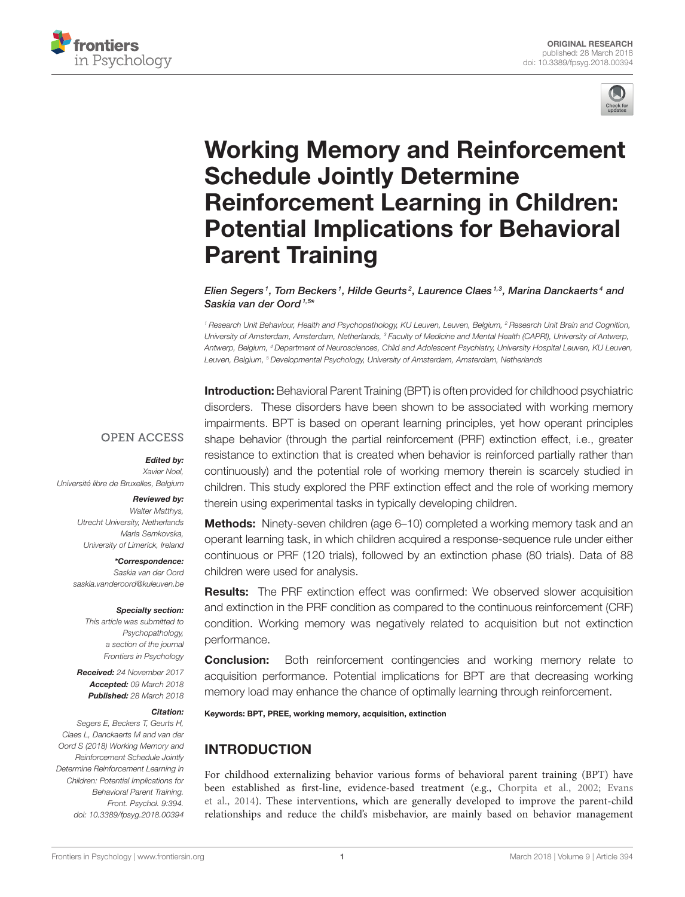# Working Memory and Reinforcement Schedule Jointly Determine Reinforcement Learning in Children: Potential Implications for Behavioral Parent Training

*Elien Segers[1], Tom Beckers[1], Hilde Geurts[2], Laurence Claes[1,3], Marina Danckaerts[4] and Saskia van der Oord[1,5]**

[1] Research Unit Behaviour, Health and Psychopathology, KU Leuven, Leuven, Belgium, [2] Research Unit Brain and Cognition, University of Amsterdam, Amsterdam, Netherlands, [3] Faculty of Medicine and Mental Health (CAPRI), University of Antwerp, Antwerp, Belgium, [4] Department of Neurosciences, Child and Adolescent Psychiatry, University Hospital Leuven, KU Leuven, Leuven, Belgium, [5] Developmental Psychology, University of Amsterdam, Amsterdam, Netherlands

OPEN ACCESS

***Edited by:***
Xavier Noel,
Université libre de Bruxelles, Belgium

***Reviewed by:***
Walter Matthys,
Utrecht University, Netherlands
Maria Semkovska,
University of Limerick, Ireland

****Correspondence:***
Saskia van der Oord
saskia.vanderoord@kuleuven.be

***Specialty section:***
This article was submitted to Psychopathology, a section of the journal Frontiers in Psychology

***Received:*** 24 November 2017
***Accepted:*** 09 March 2018
***Published:*** 28 March 2018

***Citation:***
Segers E, Beckers T, Geurts H, Claes L, Danckaerts M and van der Oord S (2018) Working Memory and Reinforcement Schedule Jointly Determine Reinforcement Learning in Children: Potential Implications for Behavioral Parent Training. Front. Psychol. 9:394. doi: 10.3389/fpsyg.2018.00394

**Introduction:** Behavioral Parent Training (BPT) is often provided for childhood psychiatric disorders. These disorders have been shown to be associated with working memory impairments. BPT is based on operant learning principles, yet how operant principles shape behavior (through the partial reinforcement (PRF) extinction effect, i.e., greater resistance to extinction that is created when behavior is reinforced partially rather than continuously) and the potential role of working memory therein is scarcely studied in children. This study explored the PRF extinction effect and the role of working memory therein using experimental tasks in typically developing children.

**Methods:** Ninety-seven children (age 6–10) completed a working memory task and an operant learning task, in which children acquired a response-sequence rule under either continuous or PRF (120 trials), followed by an extinction phase (80 trials). Data of 88 children were used for analysis.

**Results:** The PRF extinction effect was confirmed: We observed slower acquisition and extinction in the PRF condition as compared to the continuous reinforcement (CRF) condition. Working memory was negatively related to acquisition but not extinction performance.

**Conclusion:** Both reinforcement contingencies and working memory relate to acquisition performance. Potential implications for BPT are that decreasing working memory load may enhance the chance of optimally learning through reinforcement.

**Keywords: BPT, PREE, working memory, acquisition, extinction**

## INTRODUCTION

For childhood externalizing behavior various forms of behavioral parent training (BPT) have been established as first-line, evidence-based treatment (e.g., Chorpita et al., 2002; Evans et al., 2014). These interventions, which are generally developed to improve the parent-child relationships and reduce the child's misbehavior, are mainly based on behavior management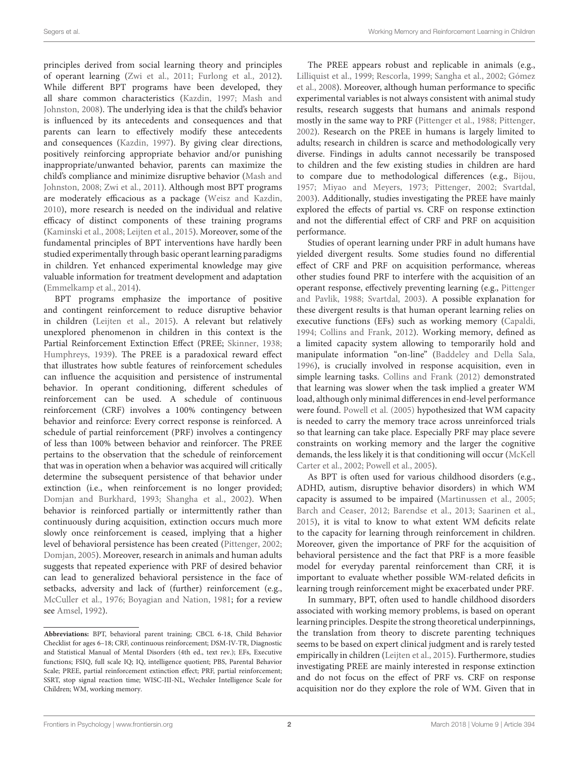principles derived from social learning theory and principles of operant learning (Zwi et al., 2011; Furlong et al., 2012). While different BPT programs have been developed, they all share common characteristics (Kazdin, 1997; Mash and Johnston, 2008). The underlying idea is that the child's behavior is influenced by its antecedents and consequences and that parents can learn to effectively modify these antecedents and consequences (Kazdin, 1997). By giving clear directions, positively reinforcing appropriate behavior and/or punishing inappropriate/unwanted behavior, parents can maximize the child's compliance and minimize disruptive behavior (Mash and Johnston, 2008; Zwi et al., 2011). Although most BPT programs are moderately efficacious as a package (Weisz and Kazdin, 2010), more research is needed on the individual and relative efficacy of distinct components of these training programs (Kaminski et al., 2008; Leijten et al., 2015). Moreover, some of the fundamental principles of BPT interventions have hardly been studied experimentally through basic operant learning paradigms in children. Yet enhanced experimental knowledge may give valuable information for treatment development and adaptation (Emmelkamp et al., 2014).

BPT programs emphasize the importance of positive and contingent reinforcement to reduce disruptive behavior in children (Leijten et al., 2015). A relevant but relatively unexplored phenomenon in children in this context is the Partial Reinforcement Extinction Effect (PREE; Skinner, 1938; Humphreys, 1939). The PREE is a paradoxical reward effect that illustrates how subtle features of reinforcement schedules can influence the acquisition and persistence of instrumental behavior. In operant conditioning, different schedules of reinforcement can be used. A schedule of continuous reinforcement (CRF) involves a 100% contingency between behavior and reinforce: Every correct response is reinforced. A schedule of partial reinforcement (PRF) involves a contingency of less than 100% between behavior and reinforcer. The PREE pertains to the observation that the schedule of reinforcement that was in operation when a behavior was acquired will critically determine the subsequent persistence of that behavior under extinction (i.e., when reinforcement is no longer provided; Domjan and Burkhard, 1993; Shangha et al., 2002). When behavior is reinforced partially or intermittently rather than continuously during acquisition, extinction occurs much more slowly once reinforcement is ceased, implying that a higher level of behavioral persistence has been created (Pittenger, 2002; Domjan, 2005). Moreover, research in animals and human adults suggests that repeated experience with PRF of desired behavior can lead to generalized behavioral persistence in the face of setbacks, adversity and lack of (further) reinforcement (e.g., McCuller et al., 1976; Boyagian and Nation, 1981; for a review see Amsel, 1992).

The PREE appears robust and replicable in animals (e.g., Lilliquist et al., 1999; Rescorla, 1999; Sangha et al., 2002; Gómez et al., 2008). Moreover, although human performance to specific experimental variables is not always consistent with animal study results, research suggests that humans and animals respond mostly in the same way to PRF (Pittenger et al., 1988; Pittenger, 2002). Research on the PREE in humans is largely limited to adults; research in children is scarce and methodologically very diverse. Findings in adults cannot necessarily be transposed to children and the few existing studies in children are hard to compare due to methodological differences (e.g., Bijou, 1957; Miyao and Meyers, 1973; Pittenger, 2002; Svartdal, 2003). Additionally, studies investigating the PREE have mainly explored the effects of partial vs. CRF on response extinction and not the differential effect of CRF and PRF on acquisition performance.

Studies of operant learning under PRF in adult humans have yielded divergent results. Some studies found no differential effect of CRF and PRF on acquisition performance, whereas other studies found PRF to interfere with the acquisition of an operant response, effectively preventing learning (e.g., Pittenger and Pavlik, 1988; Svartdal, 2003). A possible explanation for these divergent results is that human operant learning relies on executive functions (EFs) such as working memory (Capaldi, 1994; Collins and Frank, 2012). Working memory, defined as a limited capacity system allowing to temporarily hold and manipulate information "on-line" (Baddeley and Della Sala, 1996), is crucially involved in response acquisition, even in simple learning tasks. Collins and Frank (2012) demonstrated that learning was slower when the task implied a greater WM load, although only minimal differences in end-level performance were found. Powell et al. (2005) hypothesized that WM capacity is needed to carry the memory trace across unreinforced trials so that learning can take place. Especially PRF may place severe constraints on working memory and the larger the cognitive demands, the less likely it is that conditioning will occur (McKell Carter et al., 2002; Powell et al., 2005).

As BPT is often used for various childhood disorders (e.g., ADHD, autism, disruptive behavior disorders) in which WM capacity is assumed to be impaired (Martinussen et al., 2005; Barch and Ceaser, 2012; Barendse et al., 2013; Saarinen et al., 2015), it is vital to know to what extent WM deficits relate to the capacity for learning through reinforcement in children. Moreover, given the importance of PRF for the acquisition of behavioral persistence and the fact that PRF is a more feasible model for everyday parental reinforcement than CRF, it is important to evaluate whether possible WM-related deficits in learning trough reinforcement might be exacerbated under PRF.

In summary, BPT, often used to handle childhood disorders associated with working memory problems, is based on operant learning principles. Despite the strong theoretical underpinnings, the translation from theory to discrete parenting techniques seems to be based on expert clinical judgment and is rarely tested empirically in children (Leijten et al., 2015). Furthermore, studies investigating PREE are mainly interested in response extinction and do not focus on the effect of PRF vs. CRF on response acquisition nor do they explore the role of WM. Given that in

**Abbreviations:** BPT, behavioral parent training; CBCL 6-18, Child Behavior Checklist for ages 6–18; CRF, continuous reinforcement; DSM-IV-TR, Diagnostic and Statistical Manual of Mental Disorders (4th ed., text rev.); EFs, Executive functions; FSIQ, full scale IQ; IQ, intelligence quotient; PBS, Parental Behavior Scale; PREE, partial reinforcement extinction effect; PRF, partial reinforcement; SSRT, stop signal reaction time; WISC-III-NL, Wechsler Intelligence Scale for Children; WM, working memory.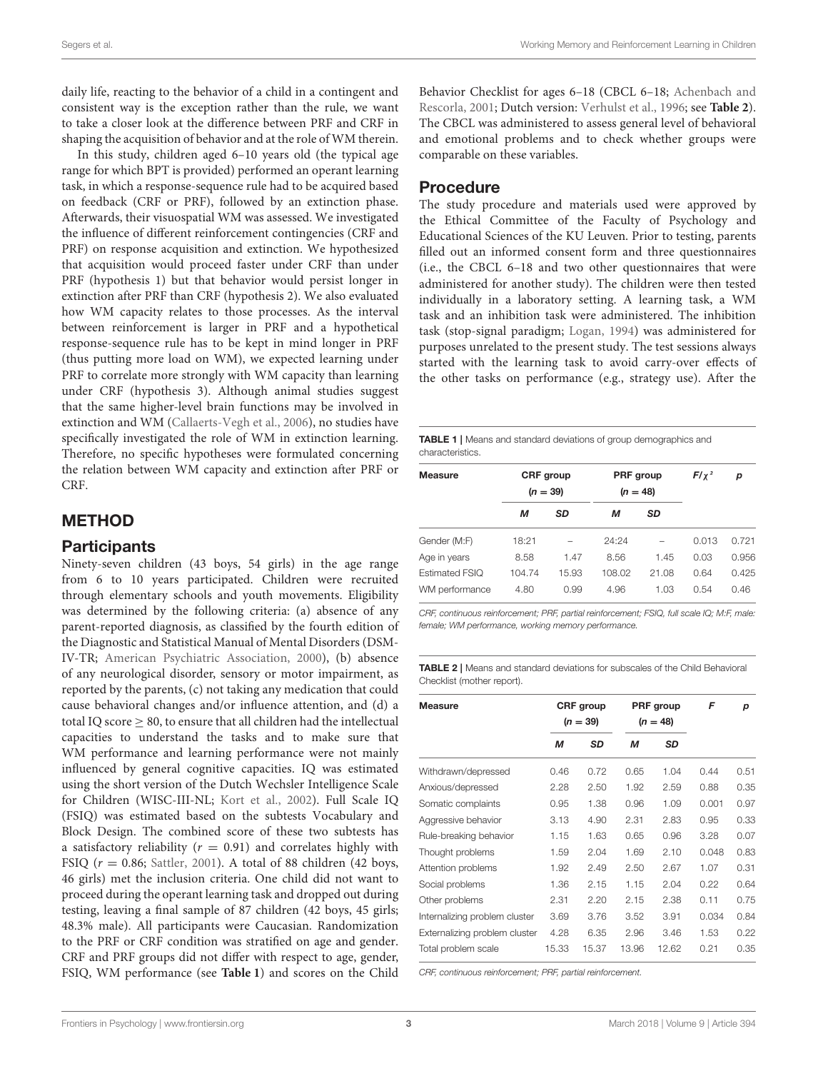daily life, reacting to the behavior of a child in a contingent and consistent way is the exception rather than the rule, we want to take a closer look at the difference between PRF and CRF in shaping the acquisition of behavior and at the role of WM therein.

In this study, children aged 6–10 years old (the typical age range for which BPT is provided) performed an operant learning task, in which a response-sequence rule had to be acquired based on feedback (CRF or PRF), followed by an extinction phase. Afterwards, their visuospatial WM was assessed. We investigated the influence of different reinforcement contingencies (CRF and PRF) on response acquisition and extinction. We hypothesized that acquisition would proceed faster under CRF than under PRF (hypothesis 1) but that behavior would persist longer in extinction after PRF than CRF (hypothesis 2). We also evaluated how WM capacity relates to those processes. As the interval between reinforcement is larger in PRF and a hypothetical response-sequence rule has to be kept in mind longer in PRF (thus putting more load on WM), we expected learning under PRF to correlate more strongly with WM capacity than learning under CRF (hypothesis 3). Although animal studies suggest that the same higher-level brain functions may be involved in extinction and WM (Callaerts-Vegh et al., 2006), no studies have specifically investigated the role of WM in extinction learning. Therefore, no specific hypotheses were formulated concerning the relation between WM capacity and extinction after PRF or CRF.

## METHOD

### Participants

Ninety-seven children (43 boys, 54 girls) in the age range from 6 to 10 years participated. Children were recruited through elementary schools and youth movements. Eligibility was determined by the following criteria: (a) absence of any parent-reported diagnosis, as classified by the fourth edition of the Diagnostic and Statistical Manual of Mental Disorders (DSM-IV-TR; American Psychiatric Association, 2000), (b) absence of any neurological disorder, sensory or motor impairment, as reported by the parents, (c) not taking any medication that could cause behavioral changes and/or influence attention, and (d) a total IQ score $\geq 80$, to ensure that all children had the intellectual capacities to understand the tasks and to make sure that WM performance and learning performance were not mainly influenced by general cognitive capacities. IQ was estimated using the short version of the Dutch Wechsler Intelligence Scale for Children (WISC-III-NL; Kort et al., 2002). Full Scale IQ (FSIQ) was estimated based on the subtests Vocabulary and Block Design. The combined score of these two subtests has a satisfactory reliability ($r = 0.91$) and correlates highly with FSIQ ($r = 0.86$; Sattler, 2001). A total of 88 children (42 boys, 46 girls) met the inclusion criteria. One child did not want to proceed during the operant learning task and dropped out during testing, leaving a final sample of 87 children (42 boys, 45 girls; 48.3% male). All participants were Caucasian. Randomization to the PRF or CRF condition was stratified on age and gender. CRF and PRF groups did not differ with respect to age, gender, FSIQ, WM performance (see **Table 1**) and scores on the Child Behavior Checklist for ages 6–18 (CBCL 6–18; Achenbach and Rescorla, 2001; Dutch version: Verhulst et al., 1996; see **Table 2**). The CBCL was administered to assess general level of behavioral and emotional problems and to check whether groups were comparable on these variables.

### Procedure

The study procedure and materials used were approved by the Ethical Committee of the Faculty of Psychology and Educational Sciences of the KU Leuven. Prior to testing, parents filled out an informed consent form and three questionnaires (i.e., the CBCL 6–18 and two other questionnaires that were administered for another study). The children were then tested individually in a laboratory setting. A learning task, a WM task and an inhibition task were administered. The inhibition task (stop-signal paradigm; Logan, 1994) was administered for purposes unrelated to the present study. The test sessions always started with the learning task to avoid carry-over effects of the other tasks on performance (e.g., strategy use). After the

**TABLE 1** | Means and standard deviations of group demographics and characteristics.

| Measure | CRF group ($n = 39$) | | PRF group ($n = 48$) | | $F/\chi^2$ | $p$ |
|---|---|---|---|---|---|---|
| | *M* | *SD* | *M* | *SD* | | |
| Gender (M:F) | 18:21 | – | 24:24 | – | 0.013 | 0.721 |
| Age in years | 8.58 | 1.47 | 8.56 | 1.45 | 0.03 | 0.956 |
| Estimated FSIQ | 104.74 | 15.93 | 108.02 | 21.08 | 0.64 | 0.425 |
| WM performance | 4.80 | 0.99 | 4.96 | 1.03 | 0.54 | 0.46 |

*CRF, continuous reinforcement; PRF, partial reinforcement; FSIQ, full scale IQ; M:F, male: female; WM performance, working memory performance.*

**TABLE 2** | Means and standard deviations for subscales of the Child Behavioral Checklist (mother report).

| Measure | CRF group ($n = 39$) | | PRF group ($n = 48$) | | $F$ | $p$ |
|---|---|---|---|---|---|---|
| | *M* | *SD* | *M* | *SD* | | |
| Withdrawn/depressed | 0.46 | 0.72 | 0.65 | 1.04 | 0.44 | 0.51 |
| Anxious/depressed | 2.28 | 2.50 | 1.92 | 2.59 | 0.88 | 0.35 |
| Somatic complaints | 0.95 | 1.38 | 0.96 | 1.09 | 0.001 | 0.97 |
| Aggressive behavior | 3.13 | 4.90 | 2.31 | 2.83 | 0.95 | 0.33 |
| Rule-breaking behavior | 1.15 | 1.63 | 0.65 | 0.96 | 3.28 | 0.07 |
| Thought problems | 1.59 | 2.04 | 1.69 | 2.10 | 0.048 | 0.83 |
| Attention problems | 1.92 | 2.49 | 2.50 | 2.67 | 1.07 | 0.31 |
| Social problems | 1.36 | 2.15 | 1.15 | 2.04 | 0.22 | 0.64 |
| Other problems | 2.31 | 2.20 | 2.15 | 2.38 | 0.11 | 0.75 |
| Internalizing problem cluster | 3.69 | 3.76 | 3.52 | 3.91 | 0.034 | 0.84 |
| Externalizing problem cluster | 4.28 | 6.35 | 2.96 | 3.46 | 1.53 | 0.22 |
| Total problem scale | 15.33 | 15.37 | 13.96 | 12.62 | 0.21 | 0.35 |

*CRF, continuous reinforcement; PRF, partial reinforcement.*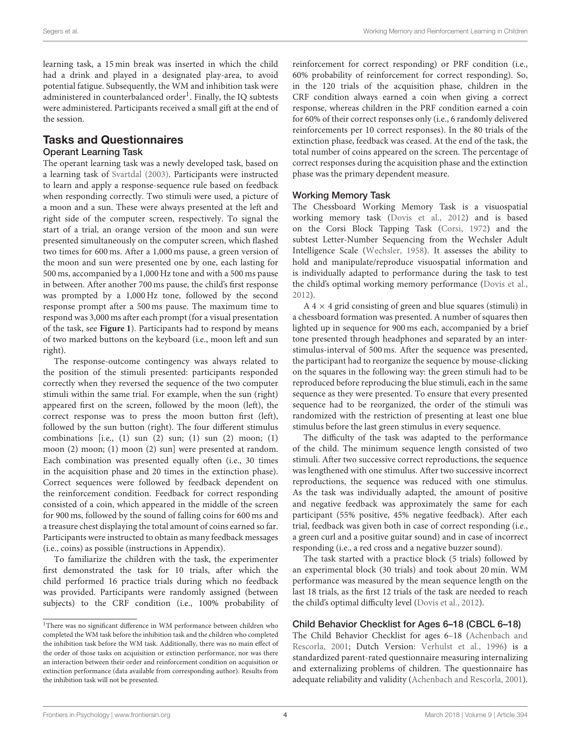learning task, a 15 min break was inserted in which the child had a drink and played in a designated play-area, to avoid potential fatigue. Subsequently, the WM and inhibition task were administered in counterbalanced order[1]. Finally, the IQ subtests were administered. Participants received a small gift at the end of the session.

## Tasks and Questionnaires

### Operant Learning Task

The operant learning task was a newly developed task, based on a learning task of Svartdal (2003). Participants were instructed to learn and apply a response-sequence rule based on feedback when responding correctly. Two stimuli were used, a picture of a moon and a sun. These were always presented at the left and right side of the computer screen, respectively. To signal the start of a trial, an orange version of the moon and sun were presented simultaneously on the computer screen, which flashed two times for 600 ms. After a 1,000 ms pause, a green version of the moon and sun were presented one by one, each lasting for 500 ms, accompanied by a 1,000 Hz tone and with a 500 ms pause in between. After another 700 ms pause, the child's first response was prompted by a 1,000 Hz tone, followed by the second response prompt after a 500 ms pause. The maximum time to respond was 3,000 ms after each prompt (for a visual presentation of the task, see **Figure 1**). Participants had to respond by means of two marked buttons on the keyboard (i.e., moon left and sun right).

The response-outcome contingency was always related to the position of the stimuli presented: participants responded correctly when they reversed the sequence of the two computer stimuli within the same trial. For example, when the sun (right) appeared first on the screen, followed by the moon (left), the correct response was to press the moon button first (left), followed by the sun button (right). The four different stimulus combinations [i.e., (1) sun (2) sun; (1) sun (2) moon; (1) moon (2) moon; (1) moon (2) sun] were presented at random. Each combination was presented equally often (i.e., 30 times in the acquisition phase and 20 times in the extinction phase). Correct sequences were followed by feedback dependent on the reinforcement condition. Feedback for correct responding consisted of a coin, which appeared in the middle of the screen for 900 ms, followed by the sound of falling coins for 600 ms and a treasure chest displaying the total amount of coins earned so far. Participants were instructed to obtain as many feedback messages (i.e., coins) as possible (instructions in Appendix).

To familiarize the children with the task, the experimenter first demonstrated the task for 10 trials, after which the child performed 16 practice trials during which no feedback was provided. Participants were randomly assigned (between subjects) to the CRF condition (i.e., 100% probability of reinforcement for correct responding) or PRF condition (i.e., 60% probability of reinforcement for correct responding). So, in the 120 trials of the acquisition phase, children in the CRF condition always earned a coin when giving a correct response, whereas children in the PRF condition earned a coin for 60% of their correct responses only (i.e., 6 randomly delivered reinforcements per 10 correct responses). In the 80 trials of the extinction phase, feedback was ceased. At the end of the task, the total number of coins appeared on the screen. The percentage of correct responses during the acquisition phase and the extinction phase was the primary dependent measure.

### Working Memory Task

The Chessboard Working Memory Task is a visuospatial working memory task (Dovis et al., 2012) and is based on the Corsi Block Tapping Task (Corsi, 1972) and the subtest Letter-Number Sequencing from the Wechsler Adult Intelligence Scale (Wechsler, 1958). It assesses the ability to hold and manipulate/reproduce visuospatial information and is individually adapted to performance during the task to test the child's optimal working memory performance (Dovis et al., 2012).

A 4 × 4 grid consisting of green and blue squares (stimuli) in a chessboard formation was presented. A number of squares then lighted up in sequence for 900 ms each, accompanied by a brief tone presented through headphones and separated by an inter-stimulus-interval of 500 ms. After the sequence was presented, the participant had to reorganize the sequence by mouse-clicking on the squares in the following way: the green stimuli had to be reproduced before reproducing the blue stimuli, each in the same sequence as they were presented. To ensure that every presented sequence had to be reorganized, the order of the stimuli was randomized with the restriction of presenting at least one blue stimulus before the last green stimulus in every sequence.

The difficulty of the task was adapted to the performance of the child. The minimum sequence length consisted of two stimuli. After two successive correct reproductions, the sequence was lengthened with one stimulus. After two successive incorrect reproductions, the sequence was reduced with one stimulus. As the task was individually adapted, the amount of positive and negative feedback was approximately the same for each participant (55% positive, 45% negative feedback). After each trial, feedback was given both in case of correct responding (i.e., a green curl and a positive guitar sound) and in case of incorrect responding (i.e., a red cross and a negative buzzer sound).

The task started with a practice block (5 trials) followed by an experimental block (30 trials) and took about 20 min. WM performance was measured by the mean sequence length on the last 18 trials, as the first 12 trials of the task are needed to reach the child's optimal difficulty level (Dovis et al., 2012).

### Child Behavior Checklist for Ages 6–18 (CBCL 6–18)

The Child Behavior Checklist for ages 6–18 (Achenbach and Rescorla, 2001; Dutch Version: Verhulst et al., 1996) is a standardized parent-rated questionnaire measuring internalizing and externalizing problems of children. The questionnaire has adequate reliability and validity (Achenbach and Rescorla, 2001).

---

[1]There was no significant difference in WM performance between children who completed the WM task before the inhibition task and the children who completed the inhibition task before the WM task. Additionally, there was no main effect of the order of those tasks on acquisition or extinction performance, nor was there an interaction between their order and reinforcement condition on acquisition or extinction performance (data available from corresponding author). Results from the inhibition task will not be presented.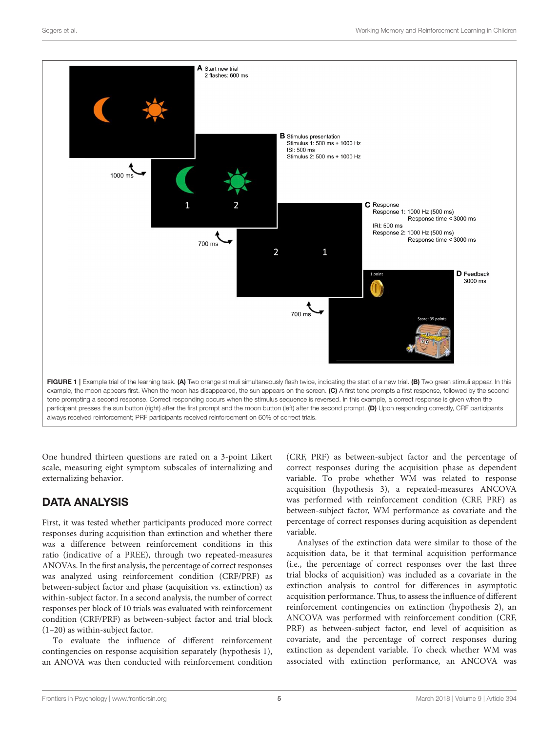FIGURE 1 | Example trial of the learning task. **(A)** Two orange stimuli simultaneously flash twice, indicating the start of a new trial. **(B)** Two green stimuli appear. In this example, the moon appears first. When the moon has disappeared, the sun appears on the screen. **(C)** A first tone prompts a first response, followed by the second tone prompting a second response. Correct responding occurs when the stimulus sequence is reversed. In this example, a correct response is given when the participant presses the sun button (right) after the first prompt and the moon button (left) after the second prompt. **(D)** Upon responding correctly, CRF participants always received reinforcement; PRF participants received reinforcement on 60% of correct trials.

One hundred thirteen questions are rated on a 3-point Likert scale, measuring eight symptom subscales of internalizing and externalizing behavior.

## DATA ANALYSIS

First, it was tested whether participants produced more correct responses during acquisition than extinction and whether there was a difference between reinforcement conditions in this ratio (indicative of a PREE), through two repeated-measures ANOVAs. In the first analysis, the percentage of correct responses was analyzed using reinforcement condition (CRF/PRF) as between-subject factor and phase (acquisition vs. extinction) as within-subject factor. In a second analysis, the number of correct responses per block of 10 trials was evaluated with reinforcement condition (CRF/PRF) as between-subject factor and trial block (1–20) as within-subject factor.

To evaluate the influence of different reinforcement contingencies on response acquisition separately (hypothesis 1), an ANOVA was then conducted with reinforcement condition (CRF, PRF) as between-subject factor and the percentage of correct responses during the acquisition phase as dependent variable. To probe whether WM was related to response acquisition (hypothesis 3), a repeated-measures ANCOVA was performed with reinforcement condition (CRF, PRF) as between-subject factor, WM performance as covariate and the percentage of correct responses during acquisition as dependent variable.

Analyses of the extinction data were similar to those of the acquisition data, be it that terminal acquisition performance (i.e., the percentage of correct responses over the last three trial blocks of acquisition) was included as a covariate in the extinction analysis to control for differences in asymptotic acquisition performance. Thus, to assess the influence of different reinforcement contingencies on extinction (hypothesis 2), an ANCOVA was performed with reinforcement condition (CRF, PRF) as between-subject factor, end level of acquisition as covariate, and the percentage of correct responses during extinction as dependent variable. To check whether WM was associated with extinction performance, an ANCOVA was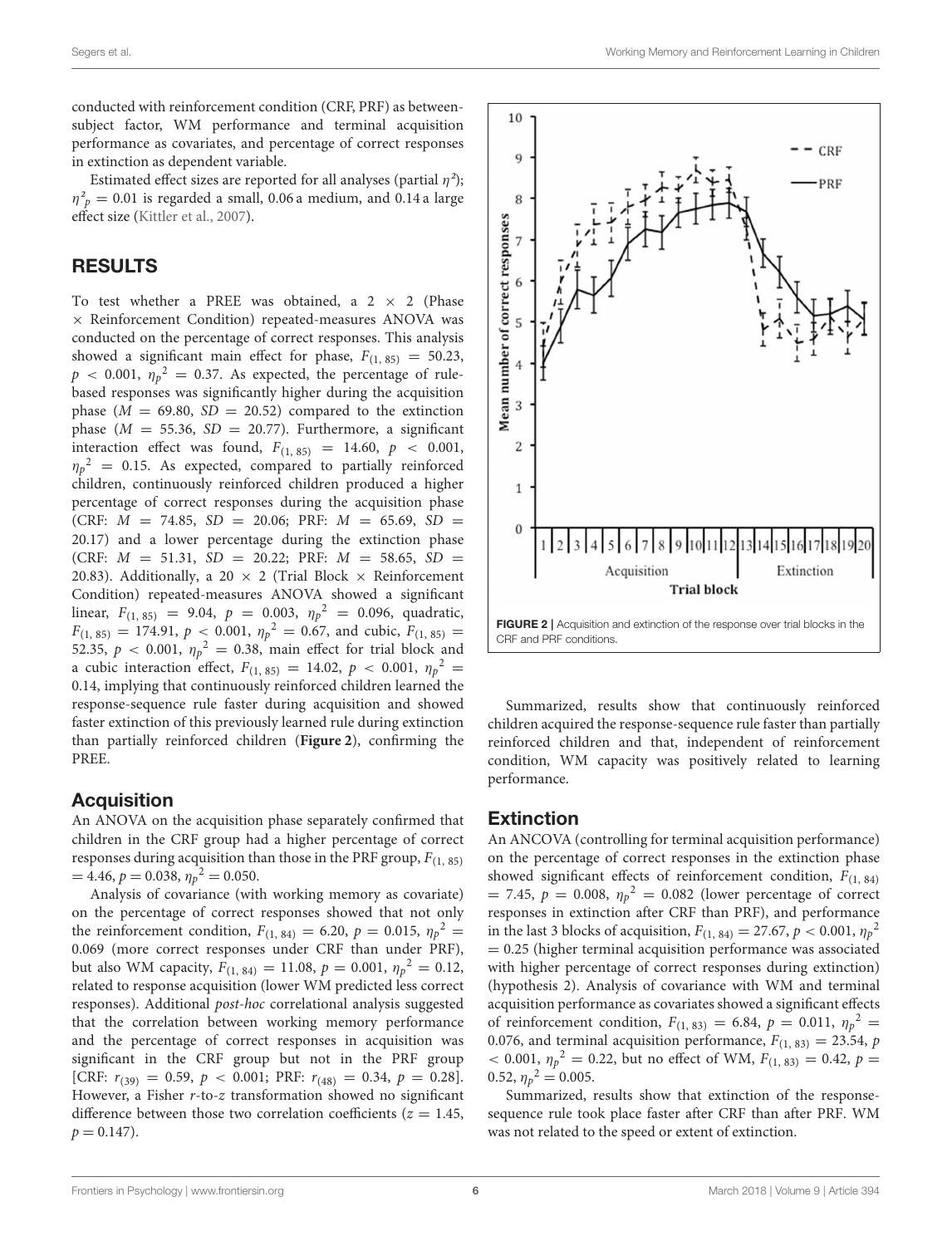conducted with reinforcement condition (CRF, PRF) as between-subject factor, WM performance and terminal acquisition performance as covariates, and percentage of correct responses in extinction as dependent variable.

Estimated effect sizes are reported for all analyses (partial $\eta^2$); $\eta^2_p = 0.01$ is regarded a small, 0.06 a medium, and 0.14 a large effect size (Kittler et al., 2007).

## RESULTS

To test whether a PREE was obtained, a 2 × 2 (Phase × Reinforcement Condition) repeated-measures ANOVA was conducted on the percentage of correct responses. This analysis showed a significant main effect for phase, $F_{(1, 85)} = 50.23$, $p < 0.001$, $\eta_p^2 = 0.37$. As expected, the percentage of rule-based responses was significantly higher during the acquisition phase ($M = 69.80$, $SD = 20.52$) compared to the extinction phase ($M = 55.36$, $SD = 20.77$). Furthermore, a significant interaction effect was found, $F_{(1, 85)} = 14.60$, $p < 0.001$, $\eta_p^2 = 0.15$. As expected, compared to partially reinforced children, continuously reinforced children produced a higher percentage of correct responses during the acquisition phase (CRF: $M = 74.85$, $SD = 20.06$; PRF: $M = 65.69$, $SD = 20.17$) and a lower percentage during the extinction phase (CRF: $M = 51.31$, $SD = 20.22$; PRF: $M = 58.65$, $SD = 20.83$). Additionally, a 20 × 2 (Trial Block × Reinforcement Condition) repeated-measures ANOVA showed a significant linear, $F_{(1, 85)} = 9.04$, $p = 0.003$, $\eta_p^2 = 0.096$, quadratic, $F_{(1, 85)} = 174.91$, $p < 0.001$, $\eta_p^2 = 0.67$, and cubic, $F_{(1, 85)} = 52.35$, $p < 0.001$, $\eta_p^2 = 0.38$, main effect for trial block and a cubic interaction effect, $F_{(1, 85)} = 14.02$, $p < 0.001$, $\eta_p^2 = 0.14$, implying that continuously reinforced children learned the response-sequence rule faster during acquisition and showed faster extinction of this previously learned rule during extinction than partially reinforced children (**Figure 2**), confirming the PREE.

**FIGURE 2 |** Acquisition and extinction of the response over trial blocks in the CRF and PRF conditions.

### Acquisition

An ANOVA on the acquisition phase separately confirmed that children in the CRF group had a higher percentage of correct responses during acquisition than those in the PRF group, $F_{(1, 85)} = 4.46$, $p = 0.038$, $\eta_p^2 = 0.050$.

Analysis of covariance (with working memory as covariate) on the percentage of correct responses showed that not only the reinforcement condition, $F_{(1, 84)} = 6.20$, $p = 0.015$, $\eta_p^2 = 0.069$ (more correct responses under CRF than under PRF), but also WM capacity, $F_{(1, 84)} = 11.08$, $p = 0.001$, $\eta_p^2 = 0.12$, related to response acquisition (lower WM predicted less correct responses). Additional *post-hoc* correlational analysis suggested that the correlation between working memory performance and the percentage of correct responses in acquisition was significant in the CRF group but not in the PRF group [CRF: $r_{(39)} = 0.59$, $p < 0.001$; PRF: $r_{(48)} = 0.34$, $p = 0.28$]. However, a Fisher $r$-to-$z$ transformation showed no significant difference between those two correlation coefficients ($z = 1.45$, $p = 0.147$).

Summarized, results show that continuously reinforced children acquired the response-sequence rule faster than partially reinforced children and that, independent of reinforcement condition, WM capacity was positively related to learning performance.

### Extinction

An ANCOVA (controlling for terminal acquisition performance) on the percentage of correct responses in the extinction phase showed significant effects of reinforcement condition, $F_{(1, 84)} = 7.45$, $p = 0.008$, $\eta_p^2 = 0.082$ (lower percentage of correct responses in extinction after CRF than PRF), and performance in the last 3 blocks of acquisition, $F_{(1, 84)} = 27.67$, $p < 0.001$, $\eta_p^2 = 0.25$ (higher terminal acquisition performance was associated with higher percentage of correct responses during extinction) (hypothesis 2). Analysis of covariance with WM and terminal acquisition performance as covariates showed a significant effects of reinforcement condition, $F_{(1, 83)} = 6.84$, $p = 0.011$, $\eta_p^2 = 0.076$, and terminal acquisition performance, $F_{(1, 83)} = 23.54$, $p < 0.001$, $\eta_p^2 = 0.22$, but no effect of WM, $F_{(1, 83)} = 0.42$, $p = 0.52$, $\eta_p^2 = 0.005$.

Summarized, results show that extinction of the response-sequence rule took place faster after CRF than after PRF. WM was not related to the speed or extent of extinction.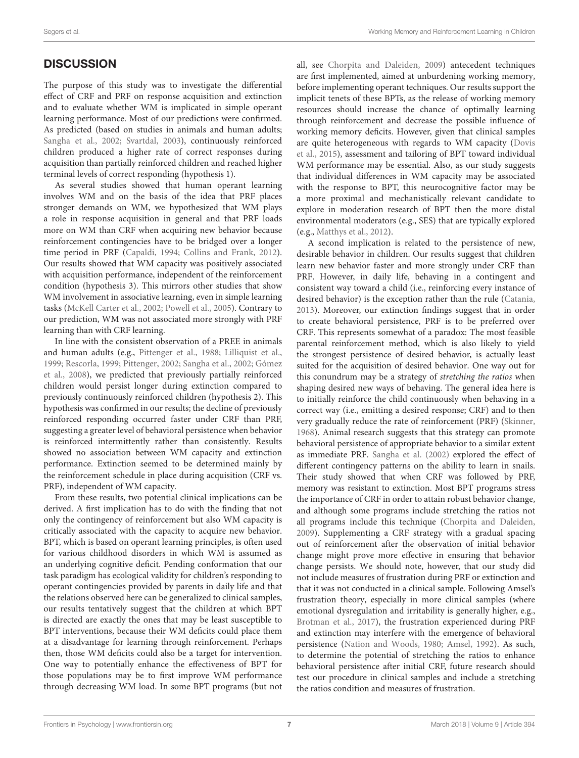## DISCUSSION

The purpose of this study was to investigate the differential effect of CRF and PRF on response acquisition and extinction and to evaluate whether WM is implicated in simple operant learning performance. Most of our predictions were confirmed. As predicted (based on studies in animals and human adults; Sangha et al., 2002; Svartdal, 2003), continuously reinforced children produced a higher rate of correct responses during acquisition than partially reinforced children and reached higher terminal levels of correct responding (hypothesis 1).

As several studies showed that human operant learning involves WM and on the basis of the idea that PRF places stronger demands on WM, we hypothesized that WM plays a role in response acquisition in general and that PRF loads more on WM than CRF when acquiring new behavior because reinforcement contingencies have to be bridged over a longer time period in PRF (Capaldi, 1994; Collins and Frank, 2012). Our results showed that WM capacity was positively associated with acquisition performance, independent of the reinforcement condition (hypothesis 3). This mirrors other studies that show WM involvement in associative learning, even in simple learning tasks (McKell Carter et al., 2002; Powell et al., 2005). Contrary to our prediction, WM was not associated more strongly with PRF learning than with CRF learning.

In line with the consistent observation of a PREE in animals and human adults (e.g., Pittenger et al., 1988; Lilliquist et al., 1999; Rescorla, 1999; Pittenger, 2002; Sangha et al., 2002; Gómez et al., 2008), we predicted that previously partially reinforced children would persist longer during extinction compared to previously continuously reinforced children (hypothesis 2). This hypothesis was confirmed in our results; the decline of previously reinforced responding occurred faster under CRF than PRF, suggesting a greater level of behavioral persistence when behavior is reinforced intermittently rather than consistently. Results showed no association between WM capacity and extinction performance. Extinction seemed to be determined mainly by the reinforcement schedule in place during acquisition (CRF vs. PRF), independent of WM capacity.

From these results, two potential clinical implications can be derived. A first implication has to do with the finding that not only the contingency of reinforcement but also WM capacity is critically associated with the capacity to acquire new behavior. BPT, which is based on operant learning principles, is often used for various childhood disorders in which WM is assumed as an underlying cognitive deficit. Pending conformation that our task paradigm has ecological validity for children's responding to operant contingencies provided by parents in daily life and that the relations observed here can be generalized to clinical samples, our results tentatively suggest that the children at which BPT is directed are exactly the ones that may be least susceptible to BPT interventions, because their WM deficits could place them at a disadvantage for learning through reinforcement. Perhaps then, those WM deficits could also be a target for intervention. One way to potentially enhance the effectiveness of BPT for those populations may be to first improve WM performance through decreasing WM load. In some BPT programs (but not all, see Chorpita and Daleiden, 2009) antecedent techniques are first implemented, aimed at unburdening working memory, before implementing operant techniques. Our results support the implicit tenets of these BPTs, as the release of working memory resources should increase the chance of optimally learning through reinforcement and decrease the possible influence of working memory deficits. However, given that clinical samples are quite heterogeneous with regards to WM capacity (Dovis et al., 2015), assessment and tailoring of BPT toward individual WM performance may be essential. Also, as our study suggests that individual differences in WM capacity may be associated with the response to BPT, this neurocognitive factor may be a more proximal and mechanistically relevant candidate to explore in moderation research of BPT then the more distal environmental moderators (e.g., SES) that are typically explored (e.g., Matthys et al., 2012).

A second implication is related to the persistence of new, desirable behavior in children. Our results suggest that children learn new behavior faster and more strongly under CRF than PRF. However, in daily life, behaving in a contingent and consistent way toward a child (i.e., reinforcing every instance of desired behavior) is the exception rather than the rule (Catania, 2013). Moreover, our extinction findings suggest that in order to create behavioral persistence, PRF is to be preferred over CRF. This represents somewhat of a paradox: The most feasible parental reinforcement method, which is also likely to yield the strongest persistence of desired behavior, is actually least suited for the acquisition of desired behavior. One way out for this conundrum may be a strategy of *stretching the ratios* when shaping desired new ways of behaving. The general idea here is to initially reinforce the child continuously when behaving in a correct way (i.e., emitting a desired response; CRF) and to then very gradually reduce the rate of reinforcement (PRF) (Skinner, 1968). Animal research suggests that this strategy can promote behavioral persistence of appropriate behavior to a similar extent as immediate PRF. Sangha et al. (2002) explored the effect of different contingency patterns on the ability to learn in snails. Their study showed that when CRF was followed by PRF, memory was resistant to extinction. Most BPT programs stress the importance of CRF in order to attain robust behavior change, and although some programs include stretching the ratios not all programs include this technique (Chorpita and Daleiden, 2009). Supplementing a CRF strategy with a gradual spacing out of reinforcement after the observation of initial behavior change might prove more effective in ensuring that behavior change persists. We should note, however, that our study did not include measures of frustration during PRF or extinction and that it was not conducted in a clinical sample. Following Amsel's frustration theory, especially in more clinical samples (where emotional dysregulation and irritability is generally higher, e.g., Brotman et al., 2017), the frustration experienced during PRF and extinction may interfere with the emergence of behavioral persistence (Nation and Woods, 1980; Amsel, 1992). As such, to determine the potential of stretching the ratios to enhance behavioral persistence after initial CRF, future research should test our procedure in clinical samples and include a stretching the ratios condition and measures of frustration.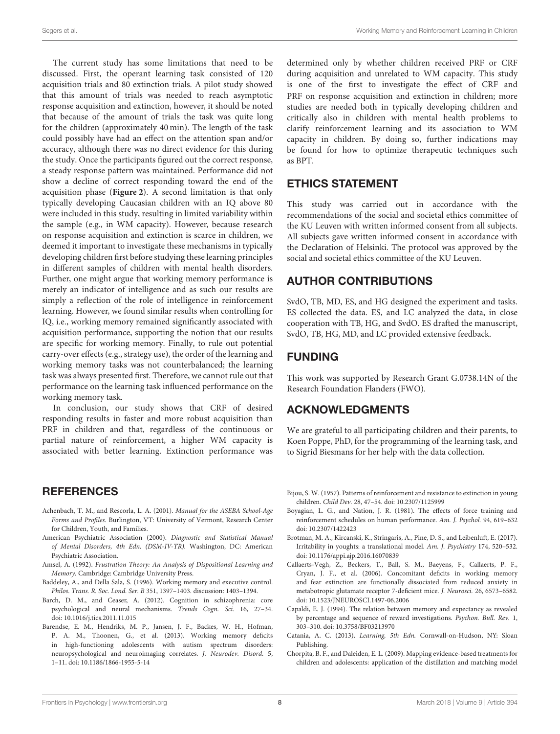The current study has some limitations that need to be discussed. First, the operant learning task consisted of 120 acquisition trials and 80 extinction trials. A pilot study showed that this amount of trials was needed to reach asymptotic response acquisition and extinction, however, it should be noted that because of the amount of trials the task was quite long for the children (approximately 40 min). The length of the task could possibly have had an effect on the attention span and/or accuracy, although there was no direct evidence for this during the study. Once the participants figured out the correct response, a steady response pattern was maintained. Performance did not show a decline of correct responding toward the end of the acquisition phase (**Figure 2**). A second limitation is that only typically developing Caucasian children with an IQ above 80 were included in this study, resulting in limited variability within the sample (e.g., in WM capacity). However, because research on response acquisition and extinction is scarce in children, we deemed it important to investigate these mechanisms in typically developing children first before studying these learning principles in different samples of children with mental health disorders. Further, one might argue that working memory performance is merely an indicator of intelligence and as such our results are simply a reflection of the role of intelligence in reinforcement learning. However, we found similar results when controlling for IQ, i.e., working memory remained significantly associated with acquisition performance, supporting the notion that our results are specific for working memory. Finally, to rule out potential carry-over effects (e.g., strategy use), the order of the learning and working memory tasks was not counterbalanced; the learning task was always presented first. Therefore, we cannot rule out that performance on the learning task influenced performance on the working memory task.

In conclusion, our study shows that CRF of desired responding results in faster and more robust acquisition than PRF in children and that, regardless of the continuous or partial nature of reinforcement, a higher WM capacity is associated with better learning. Extinction performance was determined only by whether children received PRF or CRF during acquisition and unrelated to WM capacity. This study is one of the first to investigate the effect of CRF and PRF on response acquisition and extinction in children; more studies are needed both in typically developing children and critically also in children with mental health problems to clarify reinforcement learning and its association to WM capacity in children. By doing so, further indications may be found for how to optimize therapeutic techniques such as BPT.

## ETHICS STATEMENT

This study was carried out in accordance with the recommendations of the social and societal ethics committee of the KU Leuven with written informed consent from all subjects. All subjects gave written informed consent in accordance with the Declaration of Helsinki. The protocol was approved by the social and societal ethics committee of the KU Leuven.

## AUTHOR CONTRIBUTIONS

SvdO, TB, MD, ES, and HG designed the experiment and tasks. ES collected the data. ES, and LC analyzed the data, in close cooperation with TB, HG, and SvdO. ES drafted the manuscript, SvdO, TB, HG, MD, and LC provided extensive feedback.

## FUNDING

This work was supported by Research Grant G.0738.14N of the Research Foundation Flanders (FWO).

## ACKNOWLEDGMENTS

We are grateful to all participating children and their parents, to Koen Poppe, PhD, for the programming of the learning task, and to Sigrid Biesmans for her help with the data collection.

## REFERENCES

Achenbach, T. M., and Rescorla, L. A. (2001). *Manual for the ASEBA School-Age Forms and Profiles*. Burlington, VT: University of Vermont, Research Center for Children, Youth, and Families.

American Psychiatric Association (2000). *Diagnostic and Statistical Manual of Mental Disorders, 4th Edn. (DSM-IV-TR).* Washington, DC: American Psychiatric Association.

Amsel, A. (1992). *Frustration Theory: An Analysis of Dispositional Learning and Memory*. Cambridge: Cambridge University Press.

Baddeley, A., and Della Sala, S. (1996). Working memory and executive control. *Philos. Trans. R. Soc. Lond. Ser. B* 351, 1397–1403. discussion: 1403–1394.

Barch, D. M., and Ceaser, A. (2012). Cognition in schizophrenia: core psychological and neural mechanisms. *Trends Cogn. Sci.* 16, 27–34. doi: 10.1016/j.tics.2011.11.015

Barendse, E. M., Hendriks, M. P., Jansen, J. F., Backes, W. H., Hofman, P. A. M., Thoonen, G., et al. (2013). Working memory deficits in high-functioning adolescents with autism spectrum disorders: neuropsychological and neuroimaging correlates. *J. Neurodev. Disord.* 5, 1–11. doi: 10.1186/1866-1955-5-14

Bijou, S. W. (1957). Patterns of reinforcement and resistance to extinction in young children. *Child Dev.* 28, 47–54. doi: 10.2307/1125999

Boyagian, L. G., and Nation, J. R. (1981). The effects of force training and reinforcement schedules on human performance. *Am. J. Psychol.* 94, 619–632 doi: 10.2307/1422423

Brotman, M. A., Kircanski, K., Stringaris, A., Pine, D. S., and Leibenluft, E. (2017). Irritability in youghts: a translational model. *Am. J. Psychiatry* 174, 520–532. doi: 10.1176/appi.ajp.2016.16070839

Callaerts-Vegh, Z., Beckers, T., Ball, S. M., Baeyens, F., Callaerts, P. F., Cryan, J. F., et al. (2006). Concomitant deficits in working memory and fear extinction are functionally dissociated from reduced anxiety in metabotropic glutamate receptor 7-deficient mice. *J. Neurosci.* 26, 6573–6582. doi: 10.1523/JNEUROSCI.1497-06.2006

Capaldi, E. J. (1994). The relation between memory and expectancy as revealed by percentage and sequence of reward investigations. *Psychon. Bull. Rev.* 1, 303–310. doi: 10.3758/BF03213970

Catania, A. C. (2013). *Learning, 5th Edn.* Cornwall-on-Hudson, NY: Sloan Publishing.

Chorpita, B. F., and Daleiden, E. L. (2009). Mapping evidence-based treatments for children and adolescents: application of the distillation and matching model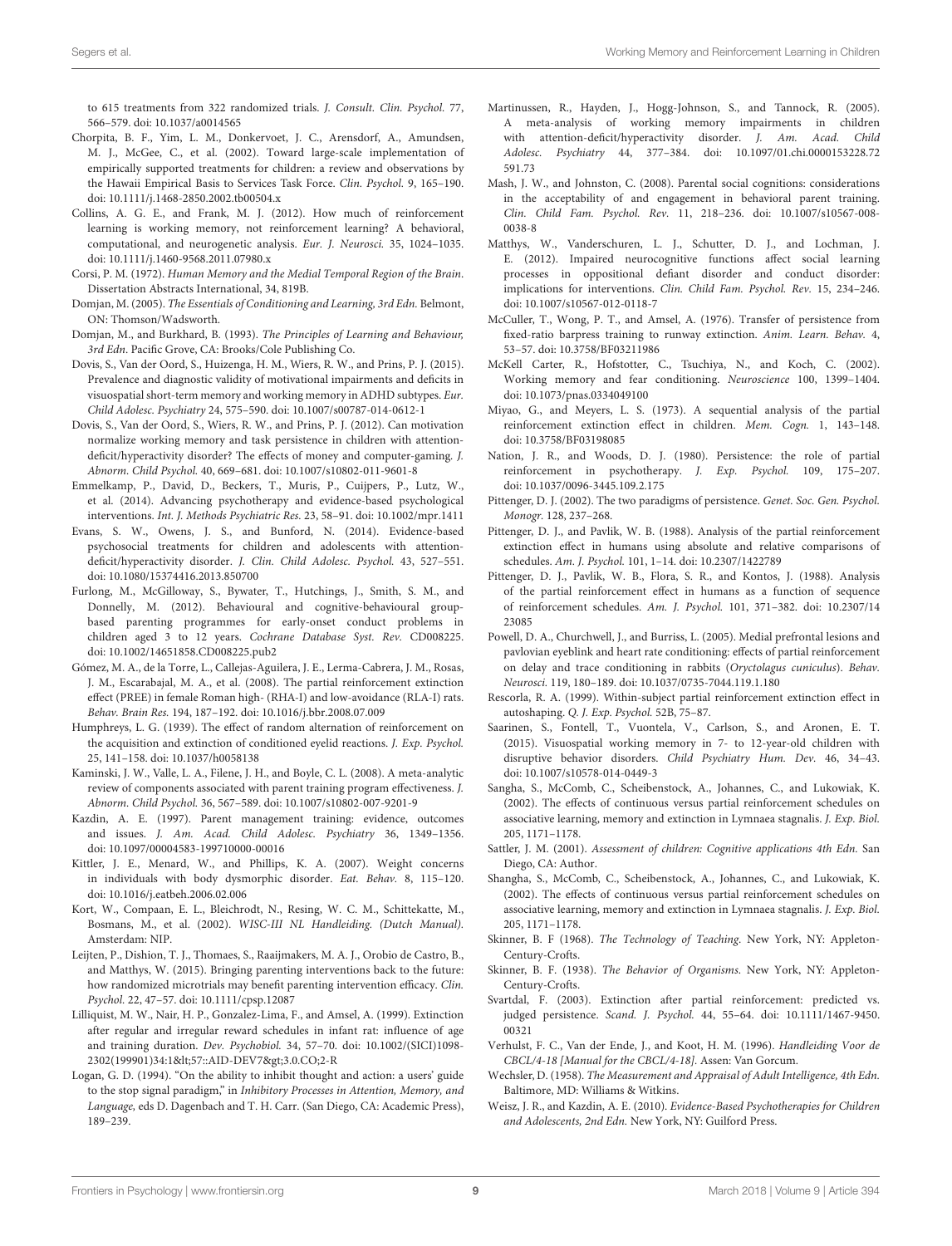to 615 treatments from 322 randomized trials. *J. Consult. Clin. Psychol.* 77, 566–579. doi: 10.1037/a0014565

Chorpita, B. F., Yim, L. M., Donkervoet, J. C., Arensdorf, A., Amundsen, M. J., McGee, C., et al. (2002). Toward large-scale implementation of empirically supported treatments for children: a review and observations by the Hawaii Empirical Basis to Services Task Force. *Clin. Psychol.* 9, 165–190. doi: 10.1111/j.1468-2850.2002.tb00504.x

Collins, A. G. E., and Frank, M. J. (2012). How much of reinforcement learning is working memory, not reinforcement learning? A behavioral, computational, and neurogenetic analysis. *Eur. J. Neurosci.* 35, 1024–1035. doi: 10.1111/j.1460-9568.2011.07980.x

Corsi, P. M. (1972). *Human Memory and the Medial Temporal Region of the Brain*. Dissertation Abstracts International, 34, 819B.

Domjan, M. (2005). *The Essentials of Conditioning and Learning, 3rd Edn.* Belmont, ON: Thomson/Wadsworth.

Domjan, M., and Burkhard, B. (1993). *The Principles of Learning and Behaviour, 3rd Edn*. Pacific Grove, CA: Brooks/Cole Publishing Co.

Dovis, S., Van der Oord, S., Huizenga, H. M., Wiers, R. W., and Prins, P. J. (2015). Prevalence and diagnostic validity of motivational impairments and deficits in visuospatial short-term memory and working memory in ADHD subtypes. *Eur. Child Adolesc. Psychiatry* 24, 575–590. doi: 10.1007/s00787-014-0612-1

Dovis, S., Van der Oord, S., Wiers, R. W., and Prins, P. J. (2012). Can motivation normalize working memory and task persistence in children with attention-deficit/hyperactivity disorder? The effects of money and computer-gaming. *J. Abnorm. Child Psychol.* 40, 669–681. doi: 10.1007/s10802-011-9601-8

Emmelkamp, P., David, D., Beckers, T., Muris, P., Cuijpers, P., Lutz, W., et al. (2014). Advancing psychotherapy and evidence-based psychological interventions. *Int. J. Methods Psychiatric Res.* 23, 58–91. doi: 10.1002/mpr.1411

Evans, S. W., Owens, J. S., and Bunford, N. (2014). Evidence-based psychosocial treatments for children and adolescents with attention-deficit/hyperactivity disorder. *J. Clin. Child Adolesc. Psychol.* 43, 527–551. doi: 10.1080/15374416.2013.850700

Furlong, M., McGilloway, S., Bywater, T., Hutchings, J., Smith, S. M., and Donnelly, M. (2012). Behavioural and cognitive-behavioural group-based parenting programmes for early-onset conduct problems in children aged 3 to 12 years. *Cochrane Database Syst. Rev.* CD008225. doi: 10.1002/14651858.CD008225.pub2

Gómez, M. A., de la Torre, L., Callejas-Aguilera, J. E., Lerma-Cabrera, J. M., Rosas, J. M., Escarabajal, M. A., et al. (2008). The partial reinforcement extinction effect (PREE) in female Roman high- (RHA-I) and low-avoidance (RLA-I) rats. *Behav. Brain Res.* 194, 187–192. doi: 10.1016/j.bbr.2008.07.009

Humphreys, L. G. (1939). The effect of random alternation of reinforcement on the acquisition and extinction of conditioned eyelid reactions. *J. Exp. Psychol.* 25, 141–158. doi: 10.1037/h0058138

Kaminski, J. W., Valle, L. A., Filene, J. H., and Boyle, C. L. (2008). A meta-analytic review of components associated with parent training program effectiveness. *J. Abnorm. Child Psychol.* 36, 567–589. doi: 10.1007/s10802-007-9201-9

Kazdin, A. E. (1997). Parent management training: evidence, outcomes and issues. *J. Am. Acad. Child Adolesc. Psychiatry* 36, 1349–1356. doi: 10.1097/00004583-199710000-00016

Kittler, J. E., Menard, W., and Phillips, K. A. (2007). Weight concerns in individuals with body dysmorphic disorder. *Eat. Behav.* 8, 115–120. doi: 10.1016/j.eatbeh.2006.02.006

Kort, W., Compaan, E. L., Bleichrodt, N., Resing, W. C. M., Schittekatte, M., Bosmans, M., et al. (2002). *WISC-III NL Handleiding. (Dutch Manual).* Amsterdam: NIP.

Leijten, P., Dishion, T. J., Thomaes, S., Raaijmakers, M. A. J., Orobio de Castro, B., and Matthys, W. (2015). Bringing parenting interventions back to the future: how randomized microtrials may benefit parenting intervention efficacy. *Clin. Psychol.* 22, 47–57. doi: 10.1111/cpsp.12087

Lilliquist, M. W., Nair, H. P., Gonzalez-Lima, F., and Amsel, A. (1999). Extinction after regular and irregular reward schedules in infant rat: influence of age and training duration. *Dev. Psychobiol.* 34, 57–70. doi: 10.1002/(SICI)1098-2302(199901)34:1&lt;57::AID-DEV7&gt;3.0.CO;2-R

Logan, G. D. (1994). "On the ability to inhibit thought and action: a users' guide to the stop signal paradigm," in *Inhibitory Processes in Attention, Memory, and Language,* eds D. Dagenbach and T. H. Carr. (San Diego, CA: Academic Press), 189–239.

Martinussen, R., Hayden, J., Hogg-Johnson, S., and Tannock, R. (2005). A meta-analysis of working memory impairments in children with attention-deficit/hyperactivity disorder. *J. Am. Acad. Child Adolesc. Psychiatry* 44, 377–384. doi: 10.1097/01.chi.0000153228.72591.73

Mash, J. W., and Johnston, C. (2008). Parental social cognitions: considerations in the acceptability of and engagement in behavioral parent training. *Clin. Child Fam. Psychol. Rev.* 11, 218–236. doi: 10.1007/s10567-008-0038-8

Matthys, W., Vanderschuren, L. J., Schutter, D. J., and Lochman, J. E. (2012). Impaired neurocognitive functions affect social learning processes in oppositional defiant disorder and conduct disorder: implications for interventions. *Clin. Child Fam. Psychol. Rev.* 15, 234–246. doi: 10.1007/s10567-012-0118-7

McCuller, T., Wong, P. T., and Amsel, A. (1976). Transfer of persistence from fixed-ratio barpress training to runway extinction. *Anim. Learn. Behav.* 4, 53–57. doi: 10.3758/BF03211986

McKell Carter, R., Hofstotter, C., Tsuchiya, N., and Koch, C. (2002). Working memory and fear conditioning. *Neuroscience* 100, 1399–1404. doi: 10.1073/pnas.0334049100

Miyao, G., and Meyers, L. S. (1973). A sequential analysis of the partial reinforcement extinction effect in children. *Mem. Cogn.* 1, 143–148. doi: 10.3758/BF03198085

Nation, J. R., and Woods, D. J. (1980). Persistence: the role of partial reinforcement in psychotherapy. *J. Exp. Psychol.* 109, 175–207. doi: 10.1037/0096-3445.109.2.175

Pittenger, D. J. (2002). The two paradigms of persistence. *Genet. Soc. Gen. Psychol. Monogr.* 128, 237–268.

Pittenger, D. J., and Pavlik, W. B. (1988). Analysis of the partial reinforcement extinction effect in humans using absolute and relative comparisons of schedules. *Am. J. Psychol.* 101, 1–14. doi: 10.2307/1422789

Pittenger, D. J., Pavlik, W. B., Flora, S. R., and Kontos, J. (1988). Analysis of the partial reinforcement effect in humans as a function of sequence of reinforcement schedules. *Am. J. Psychol.* 101, 371–382. doi: 10.2307/1423085

Powell, D. A., Churchwell, J., and Burriss, L. (2005). Medial prefrontal lesions and pavlovian eyeblink and heart rate conditioning: effects of partial reinforcement on delay and trace conditioning in rabbits (*Oryctolagus cuniculus*). *Behav. Neurosci.* 119, 180–189. doi: 10.1037/0735-7044.119.1.180

Rescorla, R. A. (1999). Within-subject partial reinforcement extinction effect in autoshaping. *Q. J. Exp. Psychol.* 52B, 75–87.

Saarinen, S., Fontell, T., Vuontela, V., Carlson, S., and Aronen, E. T. (2015). Visuospatial working memory in 7- to 12-year-old children with disruptive behavior disorders. *Child Psychiatry Hum. Dev.* 46, 34–43. doi: 10.1007/s10578-014-0449-3

Sangha, S., McComb, C., Scheibenstock, A., Johannes, C., and Lukowiak, K. (2002). The effects of continuous versus partial reinforcement schedules on associative learning, memory and extinction in Lymnaea stagnalis. *J. Exp. Biol.* 205, 1171–1178.

Sattler, J. M. (2001). *Assessment of children: Cognitive applications 4th Edn.* San Diego, CA: Author.

Shangha, S., McComb, C., Scheibenstock, A., Johannes, C., and Lukowiak, K. (2002). The effects of continuous versus partial reinforcement schedules on associative learning, memory and extinction in Lymnaea stagnalis. *J. Exp. Biol.* 205, 1171–1178.

Skinner, B. F (1968). *The Technology of Teaching*. New York, NY: Appleton-Century-Crofts.

Skinner, B. F. (1938). *The Behavior of Organisms*. New York, NY: Appleton-Century-Crofts.

Svartdal, F. (2003). Extinction after partial reinforcement: predicted vs. judged persistence. *Scand. J. Psychol.* 44, 55–64. doi: 10.1111/1467-9450.00321

Verhulst, F. C., Van der Ende, J., and Koot, H. M. (1996). *Handleiding Voor de CBCL/4-18 [Manual for the CBCL/4-18]*. Assen: Van Gorcum.

Wechsler, D. (1958). *The Measurement and Appraisal of Adult Intelligence, 4th Edn.* Baltimore, MD: Williams & Witkins.

Weisz, J. R., and Kazdin, A. E. (2010). *Evidence-Based Psychotherapies for Children and Adolescents, 2nd Edn.* New York, NY: Guilford Press.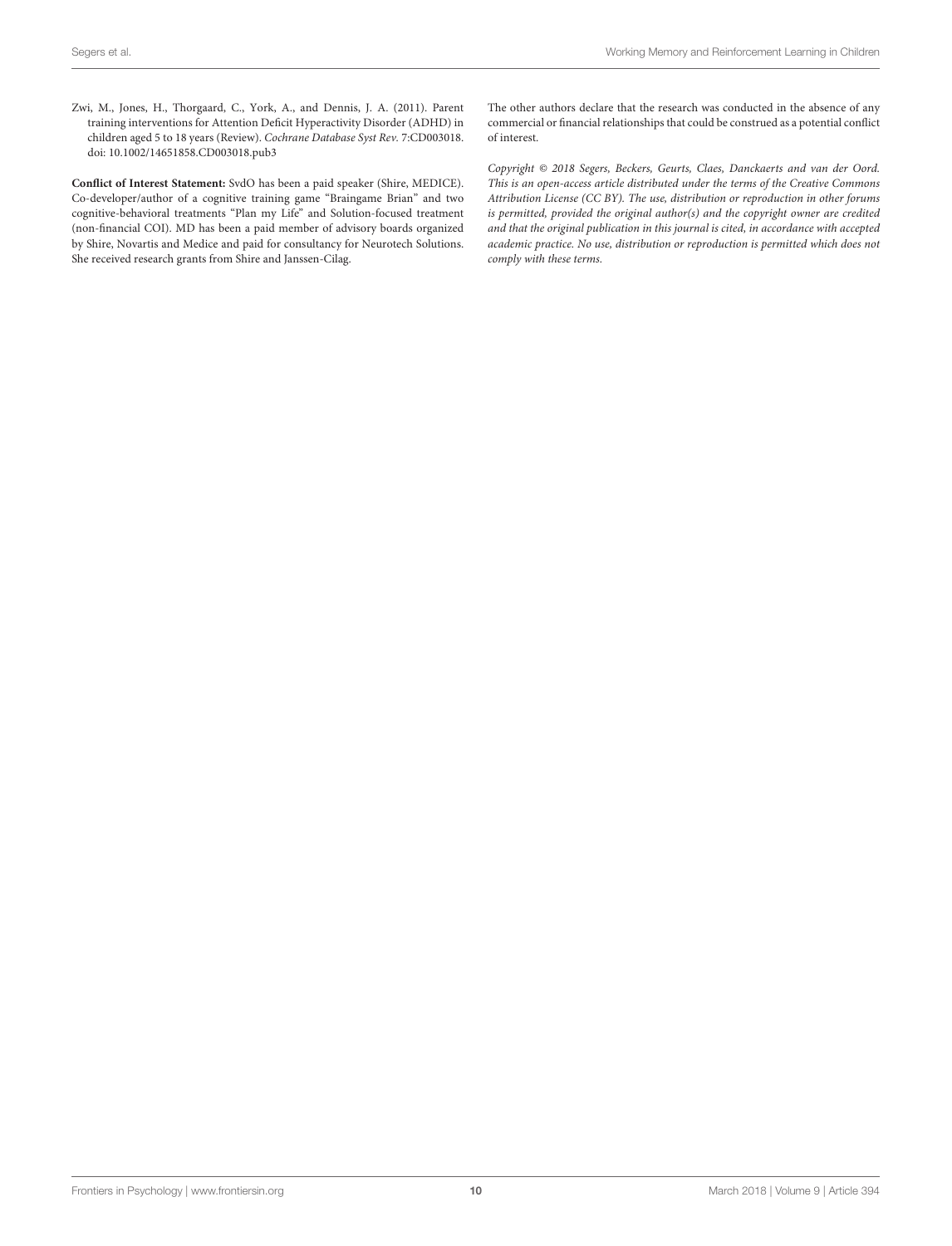Zwi, M., Jones, H., Thorgaard, C., York, A., and Dennis, J. A. (2011). Parent training interventions for Attention Deficit Hyperactivity Disorder (ADHD) in children aged 5 to 18 years (Review). *Cochrane Database Syst Rev.* 7:CD003018. doi: 10.1002/14651858.CD003018.pub3

**Conflict of Interest Statement:** SvdO has been a paid speaker (Shire, MEDICE). Co-developer/author of a cognitive training game "Braingame Brian" and two cognitive-behavioral treatments "Plan my Life" and Solution-focused treatment (non-financial COI). MD has been a paid member of advisory boards organized by Shire, Novartis and Medice and paid for consultancy for Neurotech Solutions. She received research grants from Shire and Janssen-Cilag.

The other authors declare that the research was conducted in the absence of any commercial or financial relationships that could be construed as a potential conflict of interest.

*Copyright © 2018 Segers, Beckers, Geurts, Claes, Danckaerts and van der Oord. This is an open-access article distributed under the terms of the Creative Commons Attribution License (CC BY). The use, distribution or reproduction in other forums is permitted, provided the original author(s) and the copyright owner are credited and that the original publication in this journal is cited, in accordance with accepted academic practice. No use, distribution or reproduction is permitted which does not comply with these terms.*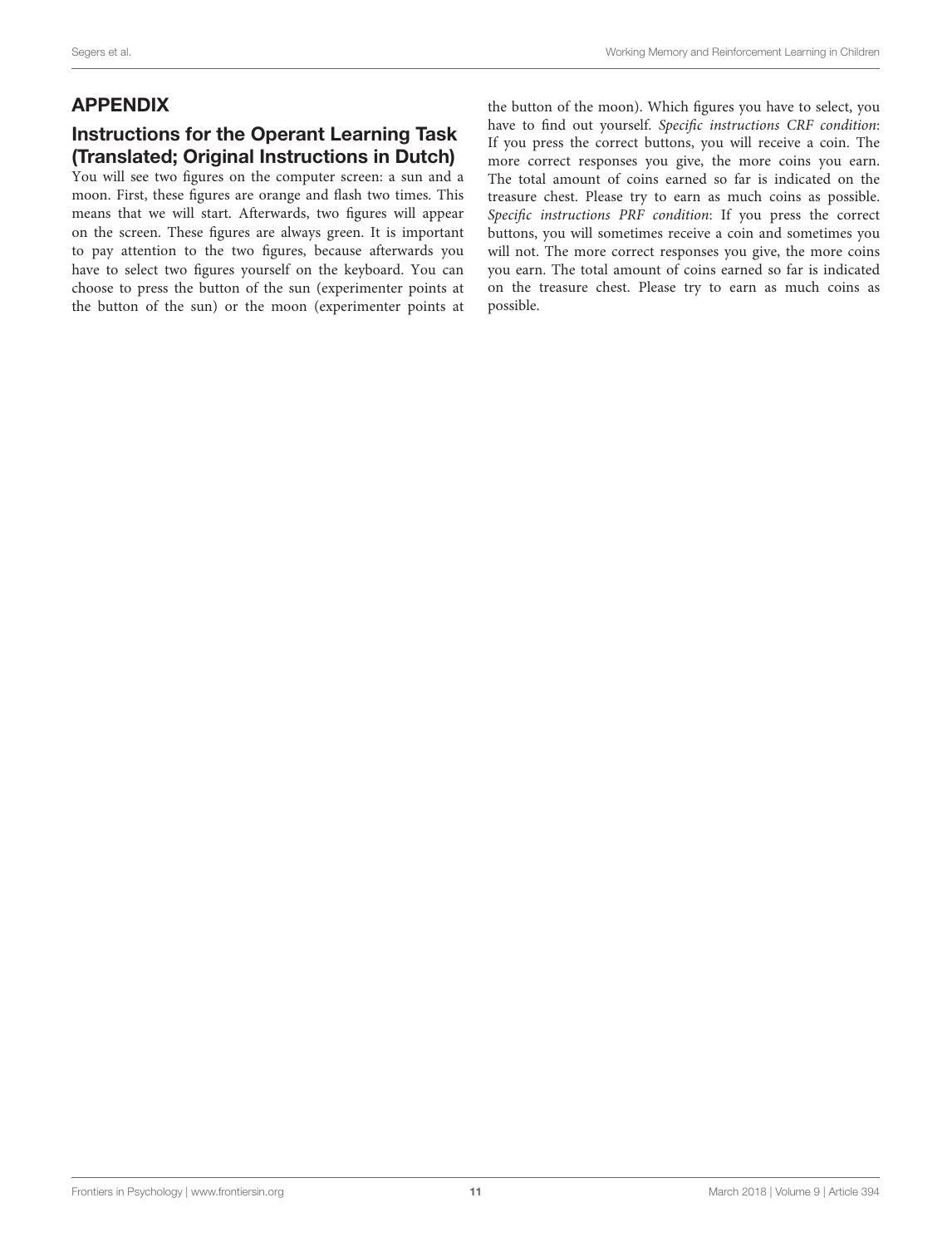## APPENDIX

### Instructions for the Operant Learning Task (Translated; Original Instructions in Dutch)

You will see two figures on the computer screen: a sun and a moon. First, these figures are orange and flash two times. This means that we will start. Afterwards, two figures will appear on the screen. These figures are always green. It is important to pay attention to the two figures, because afterwards you have to select two figures yourself on the keyboard. You can choose to press the button of the sun (experimenter points at the button of the sun) or the moon (experimenter points at the button of the moon). Which figures you have to select, you have to find out yourself. *Specific instructions CRF condition*: If you press the correct buttons, you will receive a coin. The more correct responses you give, the more coins you earn. The total amount of coins earned so far is indicated on the treasure chest. Please try to earn as much coins as possible. *Specific instructions PRF condition*: If you press the correct buttons, you will sometimes receive a coin and sometimes you will not. The more correct responses you give, the more coins you earn. The total amount of coins earned so far is indicated on the treasure chest. Please try to earn as much coins as possible.